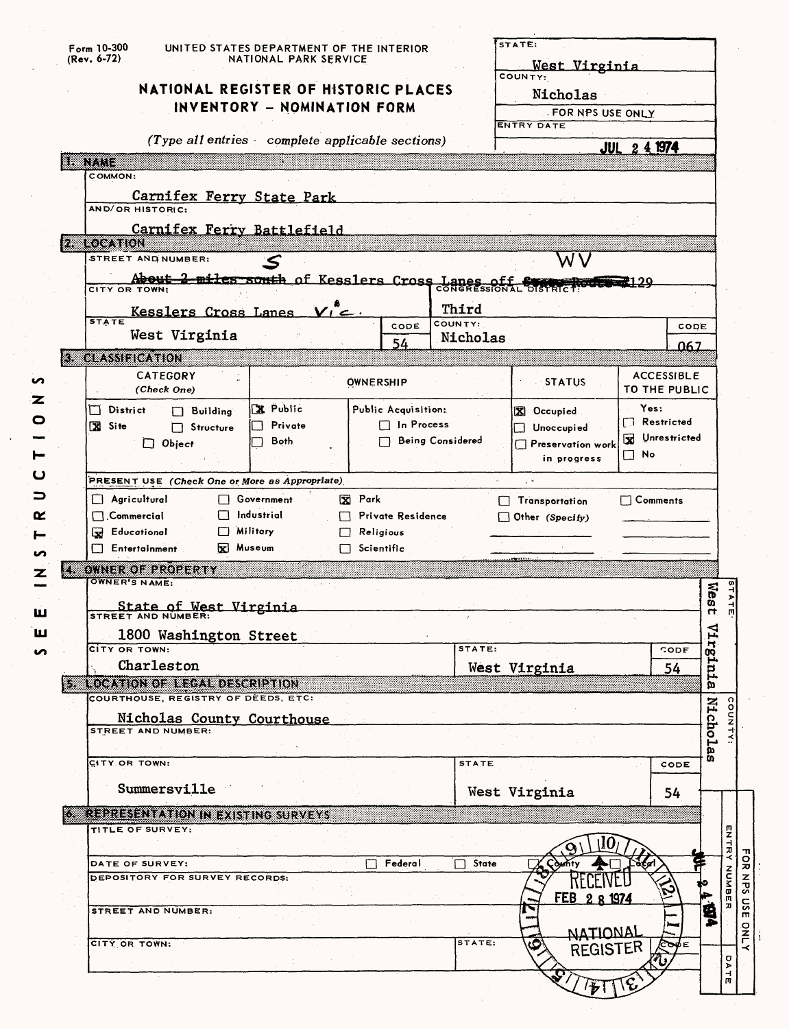Form 10-300
(Rev. 6-72)

UNITED STATES DEPARTMENT OF THE INTERIOR
NATIONAL PARK SERVICE

# NATIONAL REGISTER OF HISTORIC PLACES
## INVENTORY - NOMINATION FORM

*(Type all entries - complete applicable sections)*

STATE: West Virginia
COUNTY: Nicholas
FOR NPS USE ONLY
ENTRY DATE: JUL 2 4 1974

SEE INSTRUCTIONS

### 1. NAME

COMMON:
Carnifex Ferry State Park

AND/OR HISTORIC:
Carnifex Ferry Battlefield

### 2. LOCATION

STREET AND NUMBER:
~~About 2 miles south~~ S of Kesslers Cross Lanes off ~~State Route~~ WV 129

CITY OR TOWN:
Kesslers Cross Lanes vic.

CONGRESSIONAL DISTRICT:
Third

| STATE | CODE | COUNTY | CODE |
|---|---|---|---|
| West Virginia | 54 | Nicholas | 067 |

### 3. CLASSIFICATION

| CATEGORY (Check One) | | OWNERSHIP | | STATUS | ACCESSIBLE TO THE PUBLIC |
|---|---|---|---|---|---|
| ☐ District | ☐ Building | ☒ Public | Public Acquisition: | ☒ Occupied | Yes: |
| ☒ Site | ☐ Structure | ☐ Private | ☐ In Process | ☐ Unoccupied | ☐ Restricted |
| ☐ Object | | ☐ Both | ☐ Being Considered | ☐ Preservation work in progress | ☒ Unrestricted |
| | | | | | ☐ No |

PRESENT USE *(Check One or More as Appropriate)*

| | | | | |
|---|---|---|---|---|
| ☐ Agricultural | ☐ Government | ☒ Park | ☐ Transportation | ☐ Comments |
| ☐ Commercial | ☐ Industrial | ☐ Private Residence | ☐ Other *(Specify)* | |
| ☒ Educational | ☐ Military | ☐ Religious | | |
| ☐ Entertainment | ☒ Museum | ☐ Scientific | | |

### 4. OWNER OF PROPERTY

OWNER'S NAME:
State of West Virginia

STREET AND NUMBER:
1800 Washington Street

| CITY OR TOWN: | STATE: | CODE |
|---|---|---|
| Charleston | West Virginia | 54 |

### 5. LOCATION OF LEGAL DESCRIPTION

COURTHOUSE, REGISTRY OF DEEDS, ETC:
Nicholas County Courthouse

STREET AND NUMBER:

| CITY OR TOWN: | STATE | CODE |
|---|---|---|
| Summersville | West Virginia | 54 |

STATE: West Virginia
COUNTY: Nicholas

### 6. REPRESENTATION IN EXISTING SURVEYS

TITLE OF SURVEY:

DATE OF SURVEY: ☐ Federal ☐ State ☐ County ☐ Local

DEPOSITORY FOR SURVEY RECORDS:

STREET AND NUMBER:

CITY OR TOWN: STATE: CODE

RECEIVED FEB 2 8 1974 NATIONAL REGISTER

FOR NPS USE ONLY
ENTRY NUMBER
DATE JUL 2 4 1974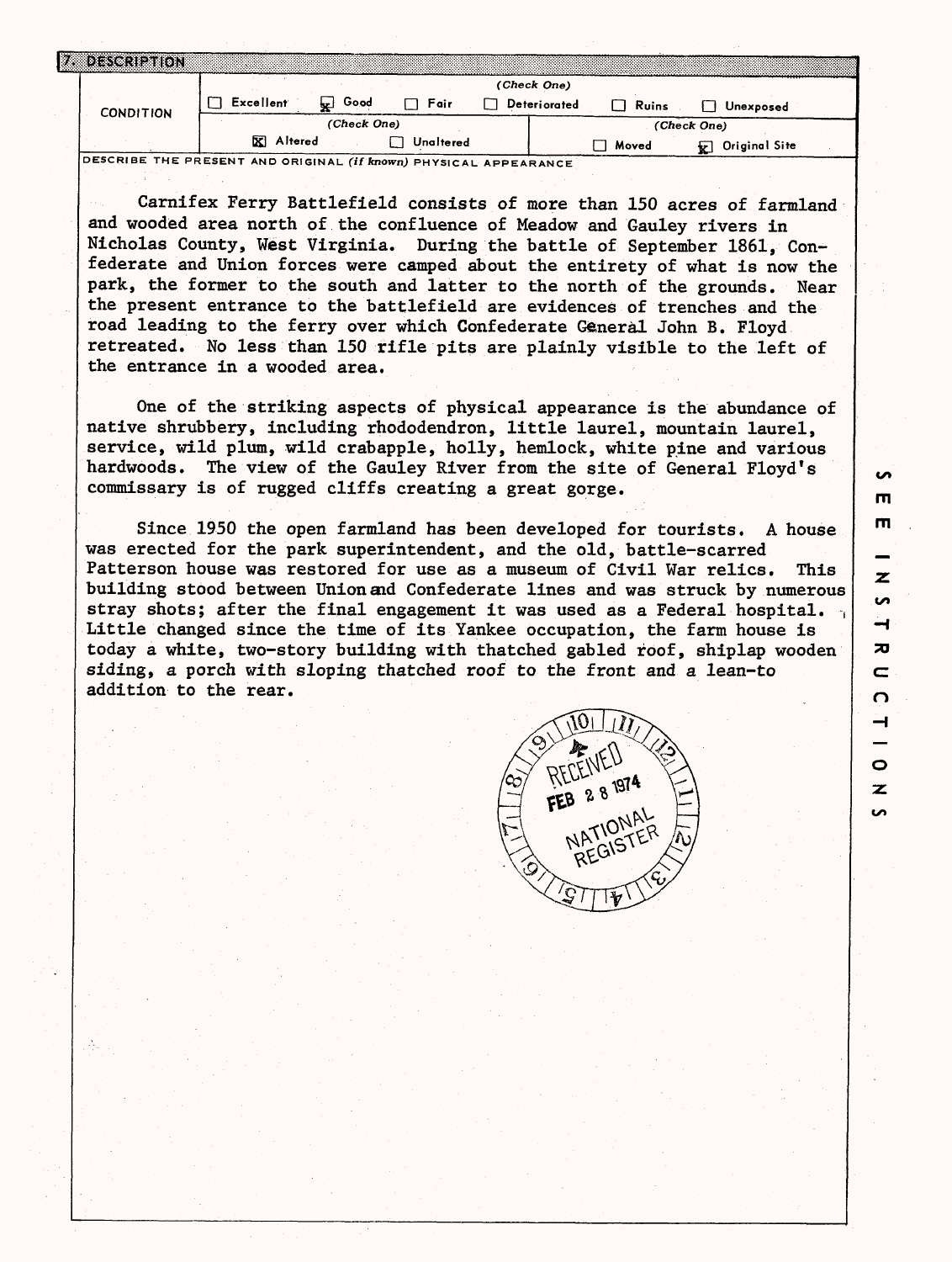## 7. DESCRIPTION

| CONDITION | (Check One) | | | | | |
|---|---|---|---|---|---|---|
| | ☐ Excellent | ☒ Good | ☐ Fair | ☐ Deteriorated | ☐ Ruins | ☐ Unexposed |
| | (Check One) | | | (Check One) | | |
| | ☒ Altered | ☐ Unaltered | | ☐ Moved | ☒ Original Site | |

DESCRIBE THE PRESENT AND ORIGINAL *(if known)* PHYSICAL APPEARANCE

Carnifex Ferry Battlefield consists of more than 150 acres of farmland and wooded area north of the confluence of Meadow and Gauley rivers in Nicholas County, West Virginia. During the battle of September 1861, Confederate and Union forces were camped about the entirety of what is now the park, the former to the south and latter to the north of the grounds. Near the present entrance to the battlefield are evidences of trenches and the road leading to the ferry over which Confederate General John B. Floyd retreated. No less than 150 rifle pits are plainly visible to the left of the entrance in a wooded area.

One of the striking aspects of physical appearance is the abundance of native shrubbery, including rhododendron, little laurel, mountain laurel, service, wild plum, wild crabapple, holly, hemlock, white pine and various hardwoods. The view of the Gauley River from the site of General Floyd's commissary is of rugged cliffs creating a great gorge.

Since 1950 the open farmland has been developed for tourists. A house was erected for the park superintendent, and the old, battle-scarred Patterson house was restored for use as a museum of Civil War relics. This building stood between Union and Confederate lines and was struck by numerous stray shots; after the final engagement it was used as a Federal hospital. Little changed since the time of its Yankee occupation, the farm house is today a white, two-story building with thatched gabled roof, shiplap wooden siding, a porch with sloping thatched roof to the front and a lean-to addition to the rear.

RECEIVED FEB 28 1974 NATIONAL REGISTER

SEE INSTRUCTIONS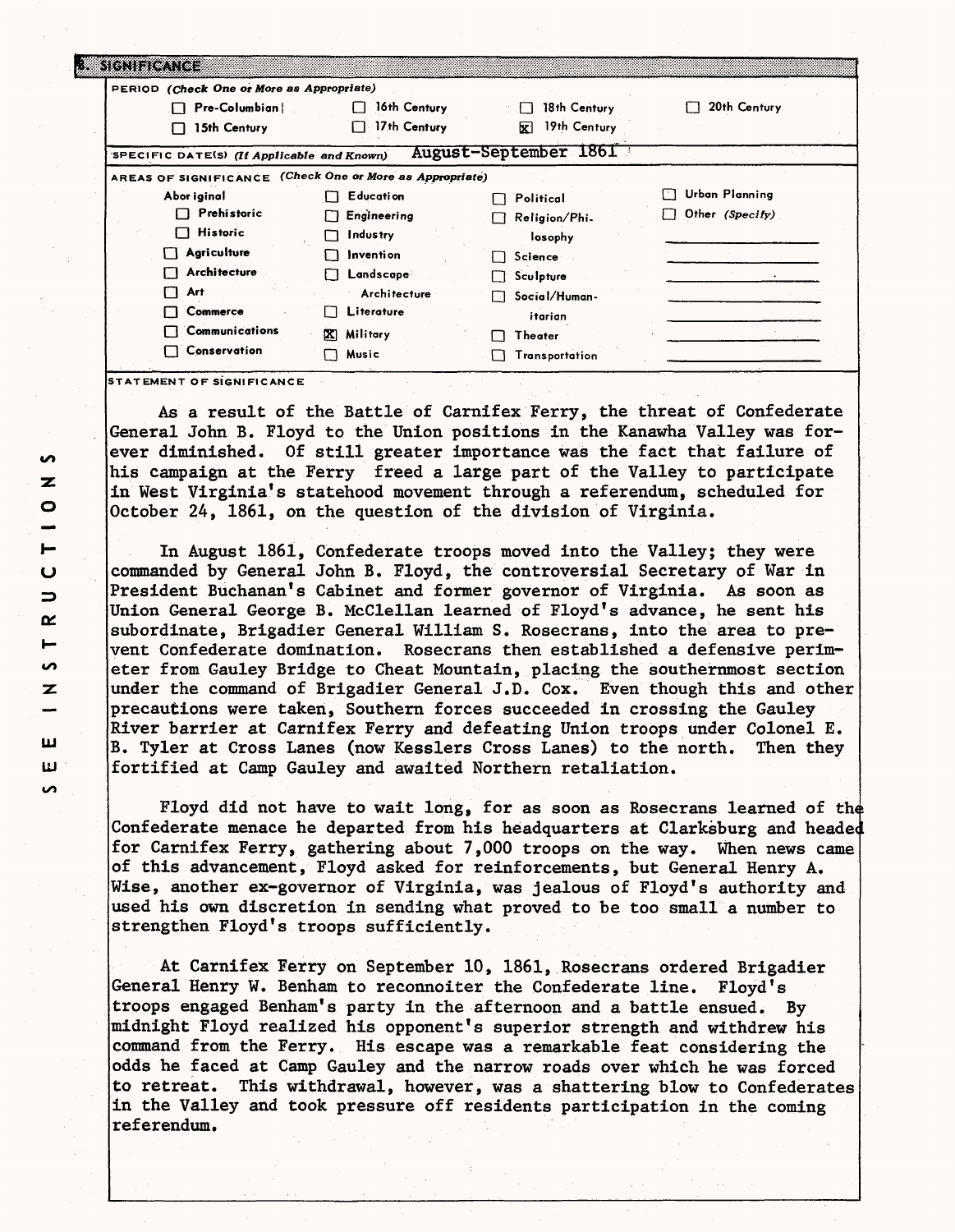## 8. SIGNIFICANCE

**PERIOD** *(Check One or More as Appropriate)*

| | | | |
|---|---|---|---|
| ☐ Pre-Columbian | ☐ 16th Century | ☐ 18th Century | ☐ 20th Century |
| ☐ 15th Century | ☐ 17th Century | ☒ 19th Century | |

**SPECIFIC DATE(S)** *(If Applicable and Known)* August-September 1861

**AREAS OF SIGNIFICANCE** *(Check One or More as Appropriate)*

| | | | |
|---|---|---|---|
| Aboriginal | ☐ Education | ☐ Political | ☐ Urban Planning |
| ☐ Prehistoric | ☐ Engineering | ☐ Religion/Philosophy | ☐ Other *(Specify)* |
| ☐ Historic | ☐ Industry | ☐ Science | |
| ☐ Agriculture | ☐ Invention | ☐ Sculpture | |
| ☐ Architecture | ☐ Landscape Architecture | ☐ Social/Humanitarian | |
| ☐ Art | ☐ Literature | ☐ Theater | |
| ☐ Commerce | ☒ Military | ☐ Transportation | |
| ☐ Communications | ☐ Music | | |
| ☐ Conservation | | | |

**STATEMENT OF SIGNIFICANCE**

As a result of the Battle of Carnifex Ferry, the threat of Confederate General John B. Floyd to the Union positions in the Kanawha Valley was forever diminished. Of still greater importance was the fact that failure of his campaign at the Ferry freed a large part of the Valley to participate in West Virginia's statehood movement through a referendum, scheduled for October 24, 1861, on the question of the division of Virginia.

In August 1861, Confederate troops moved into the Valley; they were commanded by General John B. Floyd, the controversial Secretary of War in President Buchanan's Cabinet and former governor of Virginia. As soon as Union General George B. McClellan learned of Floyd's advance, he sent his subordinate, Brigadier General William S. Rosecrans, into the area to prevent Confederate domination. Rosecrans then established a defensive perimeter from Gauley Bridge to Cheat Mountain, placing the southernmost section under the command of Brigadier General J.D. Cox. Even though this and other precautions were taken, Southern forces succeeded in crossing the Gauley River barrier at Carnifex Ferry and defeating Union troops under Colonel E. B. Tyler at Cross Lanes (now Kesslers Cross Lanes) to the north. Then they fortified at Camp Gauley and awaited Northern retaliation.

Floyd did not have to wait long, for as soon as Rosecrans learned of the Confederate menace he departed from his headquarters at Clarksburg and headed for Carnifex Ferry, gathering about 7,000 troops on the way. When news came of this advancement, Floyd asked for reinforcements, but General Henry A. Wise, another ex-governor of Virginia, was jealous of Floyd's authority and used his own discretion in sending what proved to be too small a number to strengthen Floyd's troops sufficiently.

At Carnifex Ferry on September 10, 1861, Rosecrans ordered Brigadier General Henry W. Benham to reconnoiter the Confederate line. Floyd's troops engaged Benham's party in the afternoon and a battle ensued. By midnight Floyd realized his opponent's superior strength and withdrew his command from the Ferry. His escape was a remarkable feat considering the odds he faced at Camp Gauley and the narrow roads over which he was forced to retreat. This withdrawal, however, was a shattering blow to Confederates in the Valley and took pressure off residents participation in the coming referendum.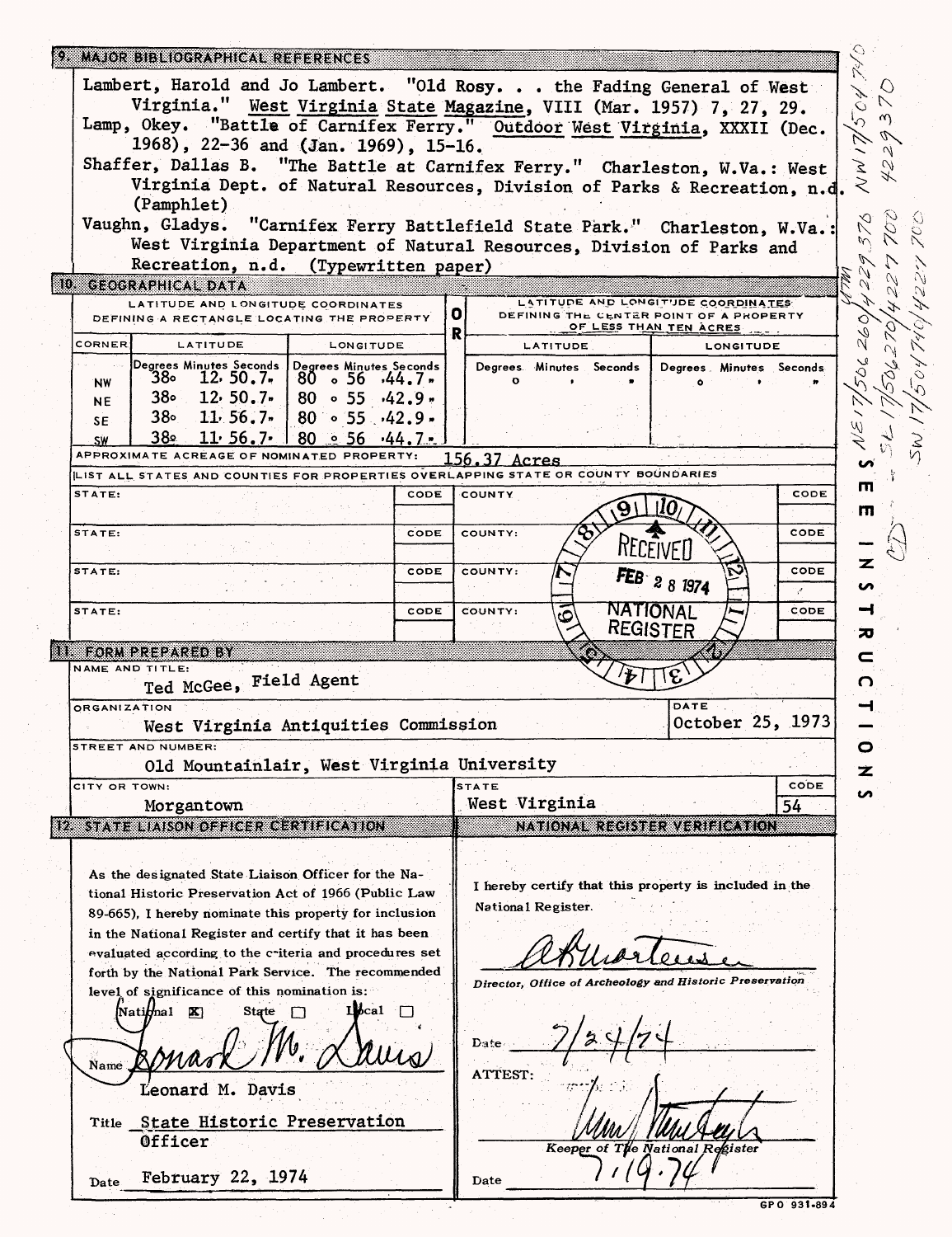## 9. MAJOR BIBLIOGRAPHICAL REFERENCES

Lambert, Harold and Jo Lambert. "Old Rosy. . . the Fading General of West Virginia." West Virginia State Magazine, VIII (Mar. 1957) 7, 27, 29.

Lamp, Okey. "Battle of Carnifex Ferry." Outdoor West Virginia, XXXII (Dec. 1968), 22-36 and (Jan. 1969), 15-16.

Shaffer, Dallas B. "The Battle at Carnifex Ferry." Charleston, W.Va.: West Virginia Dept. of Natural Resources, Division of Parks & Recreation, n.d. (Pamphlet)

Vaughn, Gladys. "Carnifex Ferry Battlefield State Park." Charleston, W.Va.: West Virginia Department of Natural Resources, Division of Parks and Recreation, n.d. (Typewritten paper)

## 10. GEOGRAPHICAL DATA

LATITUDE AND LONGITUDE COORDINATES DEFINING A RECTANGLE LOCATING THE PROPERTY — OR — LATITUDE AND LONGITUDE COORDINATES DEFINING THE CENTER POINT OF A PROPERTY OF LESS THAN TEN ACRES

| CORNER | LATITUDE (Degrees Minutes Seconds) | LONGITUDE (Degrees Minutes Seconds) | LATITUDE (Degrees Minutes Seconds) | LONGITUDE (Degrees Minutes Seconds) |
|---|---|---|---|---|
| NW | 38° 12' 50.7" | 80° 56' 44.7" | ° ' " | ° ' " |
| NE | 38° 12' 50.7" | 80° 55' 42.9" | | |
| SE | 38° 11' 56.7" | 80° 55' 42.9" | | |
| SW | 38° 11' 56.7" | 80° 56' 44.7" | | |

APPROXIMATE ACREAGE OF NOMINATED PROPERTY: 156.37 Acres

LIST ALL STATES AND COUNTIES FOR PROPERTIES OVERLAPPING STATE OR COUNTY BOUNDARIES

| STATE: | CODE | COUNTY: | CODE |
|---|---|---|---|
| STATE: | CODE | COUNTY: | CODE |
| STATE: | CODE | COUNTY: | CODE |
| STATE: | CODE | COUNTY: | CODE |

RECEIVED FEB 28 1974 NATIONAL REGISTER

UTM NW 17/504740/4229370 NE 17/506260/4229370 SE 17/506270/4227700 SW 17/504740/4227700

SEE INSTRUCTIONS

## 11. FORM PREPARED BY

NAME AND TITLE: Ted McGee, Field Agent

ORGANIZATION: West Virginia Antiquities Commission — DATE: October 25, 1973

STREET AND NUMBER: Old Mountainlair, West Virginia University

CITY OR TOWN: Morgantown — STATE: West Virginia — CODE: 54

## 12. STATE LIAISON OFFICER CERTIFICATION

As the designated State Liaison Officer for the National Historic Preservation Act of 1966 (Public Law 89-665), I hereby nominate this property for inclusion in the National Register and certify that it has been evaluated according to the criteria and procedures set forth by the National Park Service. The recommended level of significance of this nomination is:

National [X] State [ ] Local [ ]

Name: Leonard M. Davis

Title: State Historic Preservation Officer

Date: February 22, 1974

## NATIONAL REGISTER VERIFICATION

I hereby certify that this property is included in the National Register.

*Director, Office of Archeology and Historic Preservation*

Date: 7/24/74

ATTEST:

*Keeper of The National Register*

Date: 7/19/74

GPO 931-894